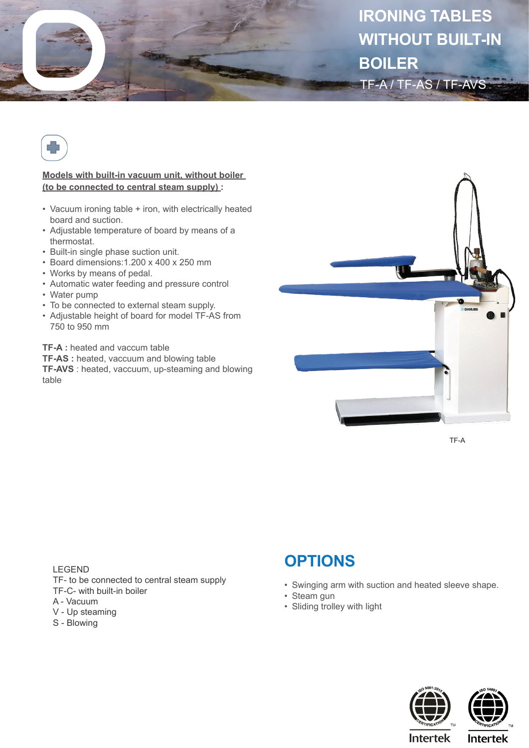# IRONING TABLES WITHOUT BUILT-IN BOILER

TF-A / TF-AS / TF-AVS

**Models with built-in vacuum unit, without boiler (to be connected to central steam supply) :**

- Vacuum ironing table + iron, with electrically heated board and suction.
- Adjustable temperature of board by means of a thermostat.
- Built-in single phase suction unit.
- Board dimensions:1.200 x 400 x 250 mm
- Works by means of pedal.
- Automatic water feeding and pressure control
- Water pump
- To be connected to external steam supply.
- Adjustable height of board for model TF-AS from 750 to 950 mm

**TF-A :** heated and vaccum table
**TF-AS :** heated, vaccuum and blowing table
**TF-AVS** : heated, vaccuum, up-steaming and blowing table

TF-A

LEGEND
TF- to be connected to central steam supply
TF-C- with built-in boiler
A - Vacuum
V - Up steaming
S - Blowing

## OPTIONS

- Swinging arm with suction and heated sleeve shape.
- Steam gun
- Sliding trolley with light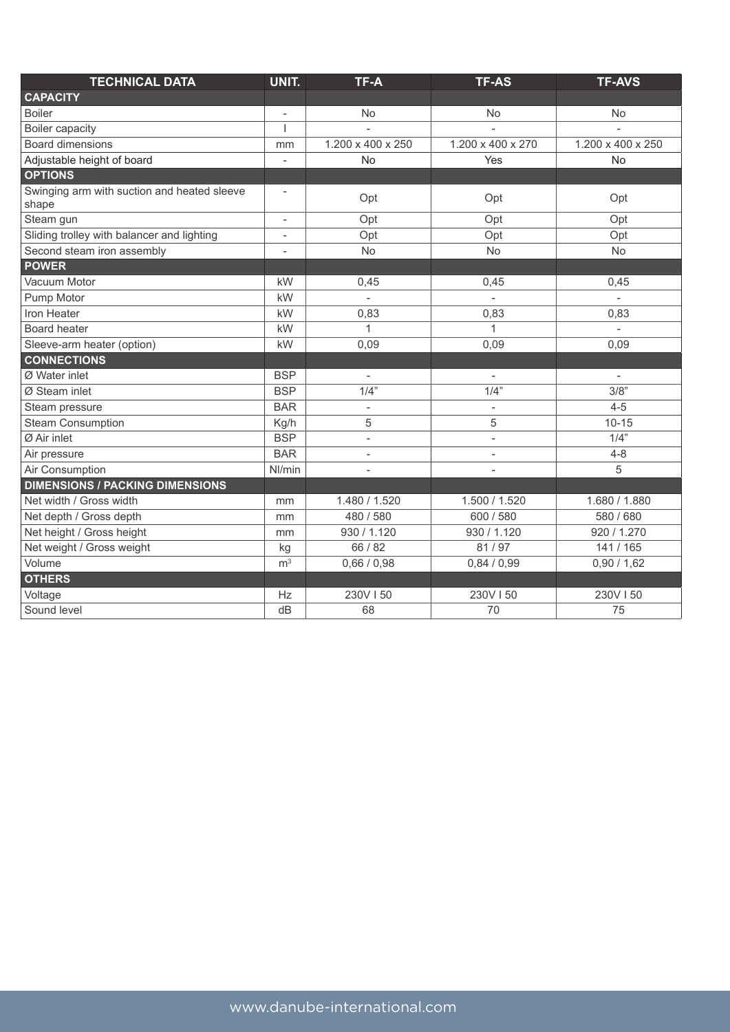| TECHNICAL DATA | UNIT. | TF-A | TF-AS | TF-AVS |
|---|---|---|---|---|
| **CAPACITY** | | | | |
| Boiler | - | No | No | No |
| Boiler capacity | l | - | - | - |
| Board dimensions | mm | 1.200 x 400 x 250 | 1.200 x 400 x 270 | 1.200 x 400 x 250 |
| Adjustable height of board | - | No | Yes | No |
| **OPTIONS** | | | | |
| Swinging arm with suction and heated sleeve shape | - | Opt | Opt | Opt |
| Steam gun | - | Opt | Opt | Opt |
| Sliding trolley with balancer and lighting | - | Opt | Opt | Opt |
| Second steam iron assembly | - | No | No | No |
| **POWER** | | | | |
| Vacuum Motor | kW | 0,45 | 0,45 | 0,45 |
| Pump Motor | kW | - | - | - |
| Iron Heater | kW | 0,83 | 0,83 | 0,83 |
| Board heater | kW | 1 | 1 | - |
| Sleeve-arm heater (option) | kW | 0,09 | 0,09 | 0,09 |
| **CONNECTIONS** | | | | |
| Ø Water inlet | BSP | - | - | - |
| Ø Steam inlet | BSP | 1/4" | 1/4" | 3/8" |
| Steam pressure | BAR | - | - | 4-5 |
| Steam Consumption | Kg/h | 5 | 5 | 10-15 |
| Ø Air inlet | BSP | - | - | 1/4" |
| Air pressure | BAR | - | - | 4-8 |
| Air Consumption | Nl/min | - | - | 5 |
| **DIMENSIONS / PACKING DIMENSIONS** | | | | |
| Net width / Gross width | mm | 1.480 / 1.520 | 1.500 / 1.520 | 1.680 / 1.880 |
| Net depth / Gross depth | mm | 480 / 580 | 600 / 580 | 580 / 680 |
| Net height / Gross height | mm | 930 / 1.120 | 930 / 1.120 | 920 / 1.270 |
| Net weight / Gross weight | kg | 66 / 82 | 81 / 97 | 141 / 165 |
| Volume | $m^3$ | 0,66 / 0,98 | 0,84 / 0,99 | 0,90 / 1,62 |
| **OTHERS** | | | | |
| Voltage | Hz | 230V I 50 | 230V I 50 | 230V I 50 |
| Sound level | dB | 68 | 70 | 75 |

www.danube-international.com